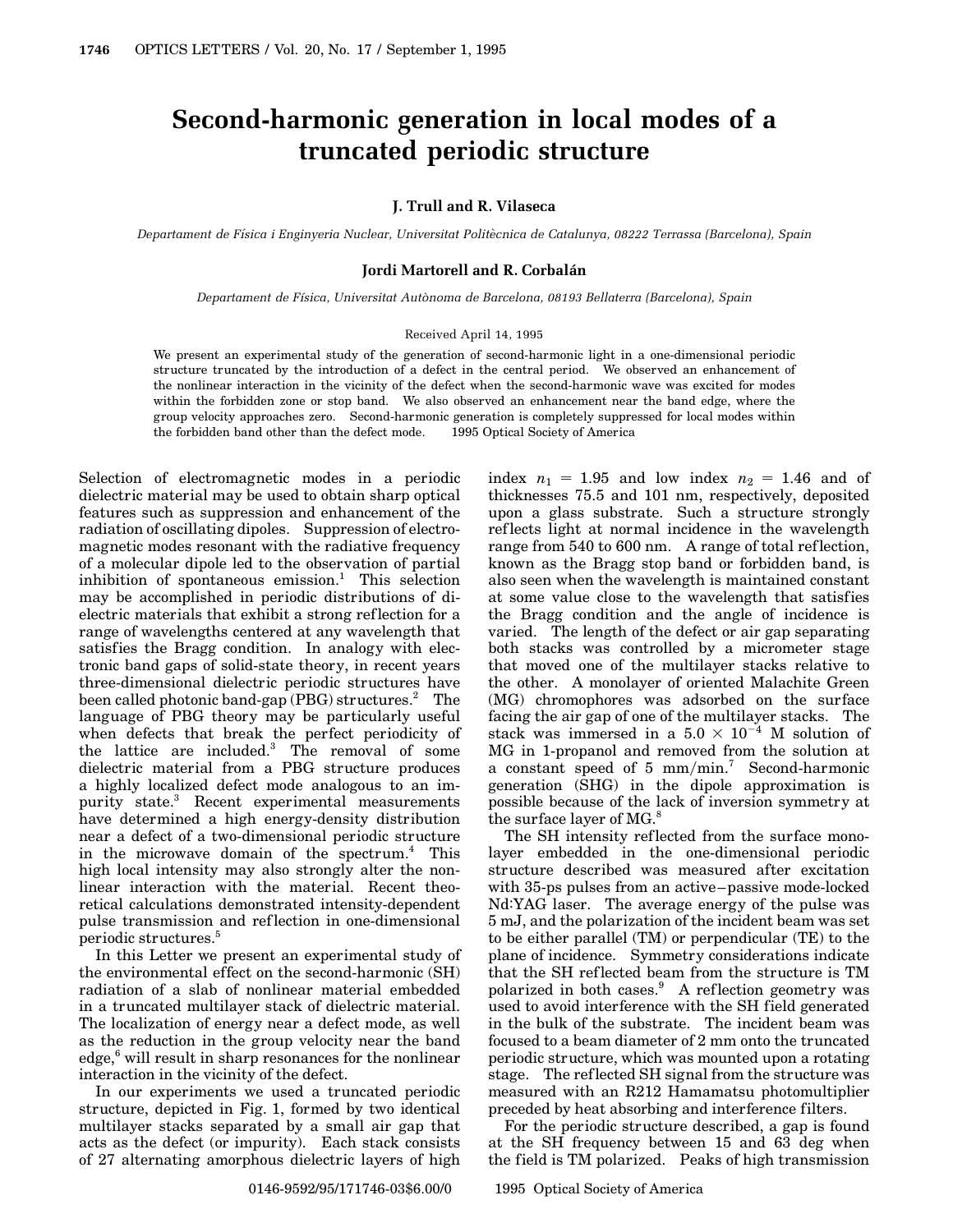# Second-harmonic generation in local modes of a truncated periodic structure

**J. Trull and R. Vilaseca**

*Departament de Física i Enginyeria Nuclear, Universitat Politècnica de Catalunya, 08222 Terrassa (Barcelona), Spain*

**Jordi Martorell and R. Corbalán**

*Departament de Física, Universitat Autònoma de Barcelona, 08193 Bellaterra (Barcelona), Spain*

Received April 14, 1995

We present an experimental study of the generation of second-harmonic light in a one-dimensional periodic structure truncated by the introduction of a defect in the central period. We observed an enhancement of the nonlinear interaction in the vicinity of the defect when the second-harmonic wave was excited for modes within the forbidden zone or stop band. We also observed an enhancement near the band edge, where the group velocity approaches zero. Second-harmonic generation is completely suppressed for local modes within the forbidden band other than the defect mode. © 1995 Optical Society of America

Selection of electromagnetic modes in a periodic dielectric material may be used to obtain sharp optical features such as suppression and enhancement of the radiation of oscillating dipoles. Suppression of electromagnetic modes resonant with the radiative frequency of a molecular dipole led to the observation of partial inhibition of spontaneous emission.[1] This selection may be accomplished in periodic distributions of dielectric materials that exhibit a strong reflection for a range of wavelengths centered at any wavelength that satisfies the Bragg condition. In analogy with electronic band gaps of solid-state theory, in recent years three-dimensional dielectric periodic structures have been called photonic band-gap (PBG) structures.[2] The language of PBG theory may be particularly useful when defects that break the perfect periodicity of the lattice are included.[3] The removal of some dielectric material from a PBG structure produces a highly localized defect mode analogous to an impurity state.[3] Recent experimental measurements have determined a high energy-density distribution near a defect of a two-dimensional periodic structure in the microwave domain of the spectrum.[4] This high local intensity may also strongly alter the nonlinear interaction with the material. Recent theoretical calculations demonstrated intensity-dependent pulse transmission and reflection in one-dimensional periodic structures.[5]

In this Letter we present an experimental study of the environmental effect on the second-harmonic (SH) radiation of a slab of nonlinear material embedded in a truncated multilayer stack of dielectric material. The localization of energy near a defect mode, as well as the reduction in the group velocity near the band edge,[6] will result in sharp resonances for the nonlinear interaction in the vicinity of the defect.

In our experiments we used a truncated periodic structure, depicted in Fig. 1, formed by two identical multilayer stacks separated by a small air gap that acts as the defect (or impurity). Each stack consists of 27 alternating amorphous dielectric layers of high index $n_1 = 1.95$ and low index $n_2 = 1.46$ and of thicknesses 75.5 and 101 nm, respectively, deposited upon a glass substrate. Such a structure strongly reflects light at normal incidence in the wavelength range from 540 to 600 nm. A range of total reflection, known as the Bragg stop band or forbidden band, is also seen when the wavelength is maintained constant at some value close to the wavelength that satisfies the Bragg condition and the angle of incidence is varied. The length of the defect or air gap separating both stacks was controlled by a micrometer stage that moved one of the multilayer stacks relative to the other. A monolayer of oriented Malachite Green (MG) chromophores was adsorbed on the surface facing the air gap of one of the multilayer stacks. The stack was immersed in a $5.0 \times 10^{-4}$ M solution of MG in 1-propanol and removed from the solution at a constant speed of 5 mm/min.[7] Second-harmonic generation (SHG) in the dipole approximation is possible because of the lack of inversion symmetry at the surface layer of MG.[8]

The SH intensity reflected from the surface monolayer embedded in the one-dimensional periodic structure described was measured after excitation with 35-ps pulses from an active–passive mode-locked Nd:YAG laser. The average energy of the pulse was 5 mJ, and the polarization of the incident beam was set to be either parallel (TM) or perpendicular (TE) to the plane of incidence. Symmetry considerations indicate that the SH reflected beam from the structure is TM polarized in both cases.[9] A reflection geometry was used to avoid interference with the SH field generated in the bulk of the substrate. The incident beam was focused to a beam diameter of 2 mm onto the truncated periodic structure, which was mounted upon a rotating stage. The reflected SH signal from the structure was measured with an R212 Hamamatsu photomultiplier preceded by heat absorbing and interference filters.

For the periodic structure described, a gap is found at the SH frequency between 15 and 63 deg when the field is TM polarized. Peaks of high transmission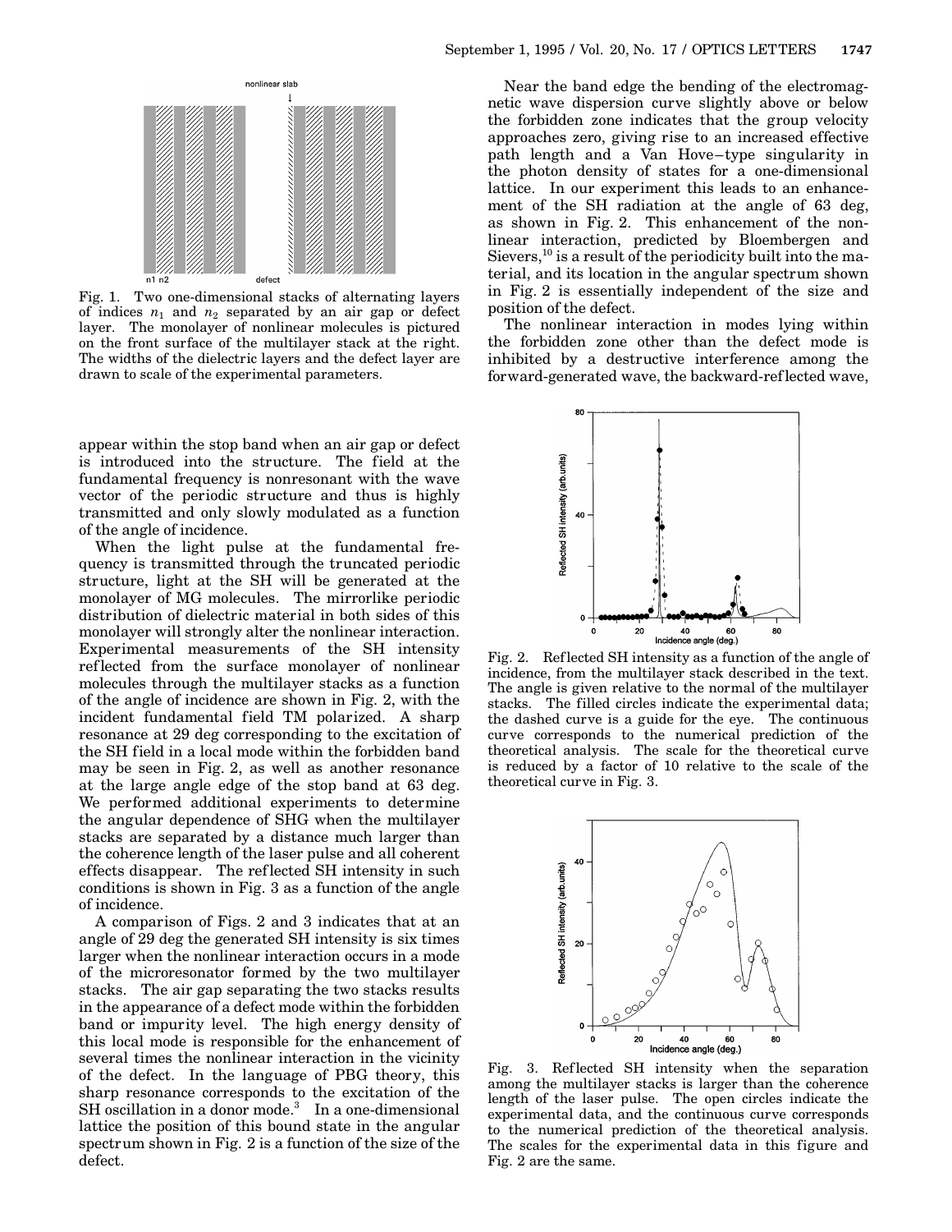Fig. 1. Two one-dimensional stacks of alternating layers of indices $n_1$ and $n_2$ separated by an air gap or defect layer. The monolayer of nonlinear molecules is pictured on the front surface of the multilayer stack at the right. The widths of the dielectric layers and the defect layer are drawn to scale of the experimental parameters.

appear within the stop band when an air gap or defect is introduced into the structure. The field at the fundamental frequency is nonresonant with the wave vector of the periodic structure and thus is highly transmitted and only slowly modulated as a function of the angle of incidence.

When the light pulse at the fundamental frequency is transmitted through the truncated periodic structure, light at the SH will be generated at the monolayer of MG molecules. The mirrorlike periodic distribution of dielectric material in both sides of this monolayer will strongly alter the nonlinear interaction. Experimental measurements of the SH intensity reflected from the surface monolayer of nonlinear molecules through the multilayer stacks as a function of the angle of incidence are shown in Fig. 2, with the incident fundamental field TM polarized. A sharp resonance at 29 deg corresponding to the excitation of the SH field in a local mode within the forbidden band may be seen in Fig. 2, as well as another resonance at the large angle edge of the stop band at 63 deg. We performed additional experiments to determine the angular dependence of SHG when the multilayer stacks are separated by a distance much larger than the coherence length of the laser pulse and all coherent effects disappear. The reflected SH intensity in such conditions is shown in Fig. 3 as a function of the angle of incidence.

A comparison of Figs. 2 and 3 indicates that at an angle of 29 deg the generated SH intensity is six times larger when the nonlinear interaction occurs in a mode of the microresonator formed by the two multilayer stacks. The air gap separating the two stacks results in the appearance of a defect mode within the forbidden band or impurity level. The high energy density of this local mode is responsible for the enhancement of several times the nonlinear interaction in the vicinity of the defect. In the language of PBG theory, this sharp resonance corresponds to the excitation of the SH oscillation in a donor mode.[3] In a one-dimensional lattice the position of this bound state in the angular spectrum shown in Fig. 2 is a function of the size of the defect.

Near the band edge the bending of the electromagnetic wave dispersion curve slightly above or below the forbidden zone indicates that the group velocity approaches zero, giving rise to an increased effective path length and a Van Hove–type singularity in the photon density of states for a one-dimensional lattice. In our experiment this leads to an enhancement of the SH radiation at the angle of 63 deg, as shown in Fig. 2. This enhancement of the nonlinear interaction, predicted by Bloembergen and Sievers,[10] is a result of the periodicity built into the material, and its location in the angular spectrum shown in Fig. 2 is essentially independent of the size and position of the defect.

The nonlinear interaction in modes lying within the forbidden zone other than the defect mode is inhibited by a destructive interference among the forward-generated wave, the backward-reflected wave,

Fig. 2. Reflected SH intensity as a function of the angle of incidence, from the multilayer stack described in the text. The angle is given relative to the normal of the multilayer stacks. The filled circles indicate the experimental data; the dashed curve is a guide for the eye. The continuous curve corresponds to the numerical prediction of the theoretical analysis. The scale for the theoretical curve is reduced by a factor of 10 relative to the scale of the theoretical curve in Fig. 3.

Fig. 3. Reflected SH intensity when the separation among the multilayer stacks is larger than the coherence length of the laser pulse. The open circles indicate the experimental data, and the continuous curve corresponds to the numerical prediction of the theoretical analysis. The scales for the experimental data in this figure and Fig. 2 are the same.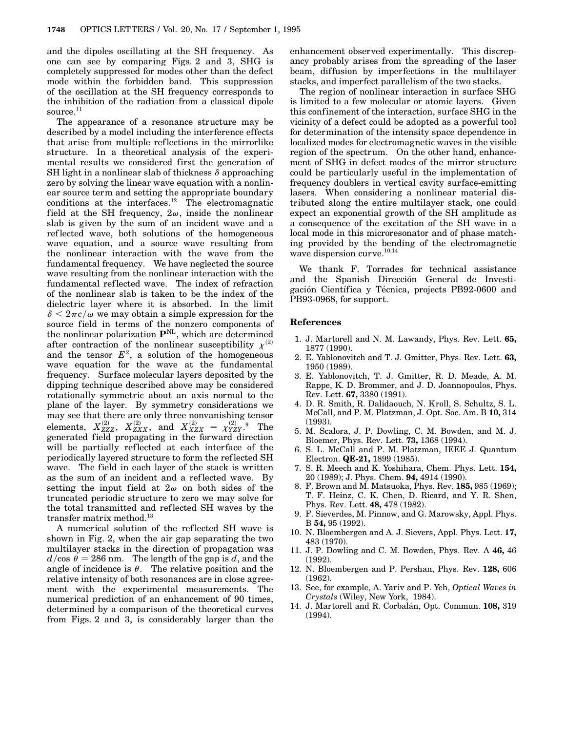and the dipoles oscillating at the SH frequency. As one can see by comparing Figs. 2 and 3, SHG is completely suppressed for modes other than the defect mode within the forbidden band. This suppression of the oscillation at the SH frequency corresponds to the inhibition of the radiation from a classical dipole source.[11]

The appearance of a resonance structure may be described by a model including the interference effects that arise from multiple reflections in the mirrorlike structure. In a theoretical analysis of the experimental results we considered first the generation of SH light in a nonlinear slab of thickness $\delta$ approaching zero by solving the linear wave equation with a nonlinear source term and setting the appropriate boundary conditions at the interfaces.[12] The electromagnetic field at the SH frequency, $2\omega$, inside the nonlinear slab is given by the sum of an incident wave and a reflected wave, both solutions of the homogeneous wave equation, and a source wave resulting from the nonlinear interaction with the wave from the fundamental frequency. We have neglected the source wave resulting from the nonlinear interaction with the fundamental reflected wave. The index of refraction of the nonlinear slab is taken to be the index of the dielectric layer where it is absorbed. In the limit $\delta < 2\pi c/\omega$ we may obtain a simple expression for the source field in terms of the nonzero components of the nonlinear polarization $\mathbf{P}^{\mathrm{NL}}$, which are determined after contraction of the nonlinear susceptibility $\chi^{(2)}$ and the tensor $E^2$, a solution of the homogeneous wave equation for the wave at the fundamental frequency. Surface molecular layers deposited by the dipping technique described above may be considered rotationally symmetric about an axis normal to the plane of the layer. By symmetry considerations we may see that there are only three nonvanishing tensor elements, $X_{ZZZ}^{(2)}$, $X_{ZXX}^{(2)}$, and $X_{XZX}^{(2)} = \chi_{YZY}^{(2)}$.[9] The generated field propagating in the forward direction will be partially reflected at each interface of the periodically layered structure to form the reflected SH wave. The field in each layer of the stack is written as the sum of an incident and a reflected wave. By setting the input field at $2\omega$ on both sides of the truncated periodic structure to zero we may solve for the total transmitted and reflected SH waves by the transfer matrix method.[13]

A numerical solution of the reflected SH wave is shown in Fig. 2, when the air gap separating the two multilayer stacks in the direction of propagation was $d/\cos\,\theta = 286$ nm. The length of the gap is $d$, and the angle of incidence is $\theta$. The relative position and the relative intensity of both resonances are in close agreement with the experimental measurements. The numerical prediction of an enhancement of 90 times, determined by a comparison of the theoretical curves from Figs. 2 and 3, is considerably larger than the enhancement observed experimentally. This discrepancy probably arises from the spreading of the laser beam, diffusion by imperfections in the multilayer stacks, and imperfect parallelism of the two stacks.

The region of nonlinear interaction in surface SHG is limited to a few molecular or atomic layers. Given this confinement of the interaction, surface SHG in the vicinity of a defect could be adopted as a powerful tool for determination of the intensity space dependence in localized modes for electromagnetic waves in the visible region of the spectrum. On the other hand, enhancement of SHG in defect modes of the mirror structure could be particularly useful in the implementation of frequency doublers in vertical cavity surface-emitting lasers. When considering a nonlinear material distributed along the entire multilayer stack, one could expect an exponential growth of the SH amplitude as a consequence of the excitation of the SH wave in a local mode in this microresonator and of phase matching provided by the bending of the electromagnetic wave dispersion curve.[10,14]

We thank F. Torrades for technical assistance and the Spanish Dirección General de Investigación Científica y Técnica, projects PB92-0600 and PB93-0968, for support.

## References

1. J. Martorell and N. M. Lawandy, Phys. Rev. Lett. **65,** 1877 (1990).
2. E. Yablonovitch and T. J. Gmitter, Phys. Rev. Lett. **63,** 1950 (1989).
3. E. Yablonovitch, T. J. Gmitter, R. D. Meade, A. M. Rappe, K. D. Brommer, and J. D. Joannopoulos, Phys. Rev. Lett. **67,** 3380 (1991).
4. D. R. Smith, R. Dalidaouch, N. Kroll, S. Schultz, S. L. McCall, and P. M. Platzman, J. Opt. Soc. Am. B **10,** 314 (1993).
5. M. Scalora, J. P. Dowling, C. M. Bowden, and M. J. Bloemer, Phys. Rev. Lett. **73,** 1368 (1994).
6. S. L. McCall and P. M. Platzman, IEEE J. Quantum Electron. **QE-21,** 1899 (1985).
7. S. R. Meech and K. Yoshihara, Chem. Phys. Lett. **154,** 20 (1989); J. Phys. Chem. **94,** 4914 (1990).
8. F. Brown and M. Matsuoka, Phys. Rev. **185,** 985 (1969); T. F. Heinz, C. K. Chen, D. Ricard, and Y. R. Shen, Phys. Rev. Lett. **48,** 478 (1982).
9. F. Sieverdes, M. Pinnow, and G. Marowsky, Appl. Phys. B **54,** 95 (1992).
10. N. Bloembergen and A. J. Sievers, Appl. Phys. Lett. **17,** 483 (1970).
11. J. P. Dowling and C. M. Bowden, Phys. Rev. A **46,** 46 (1992).
12. N. Bloembergen and P. Pershan, Phys. Rev. **128,** 606 (1962).
13. See, for example, A. Yariv and P. Yeh, *Optical Waves in Crystals* (Wiley, New York, 1984).
14. J. Martorell and R. Corbalán, Opt. Commun. **108,** 319 (1994).